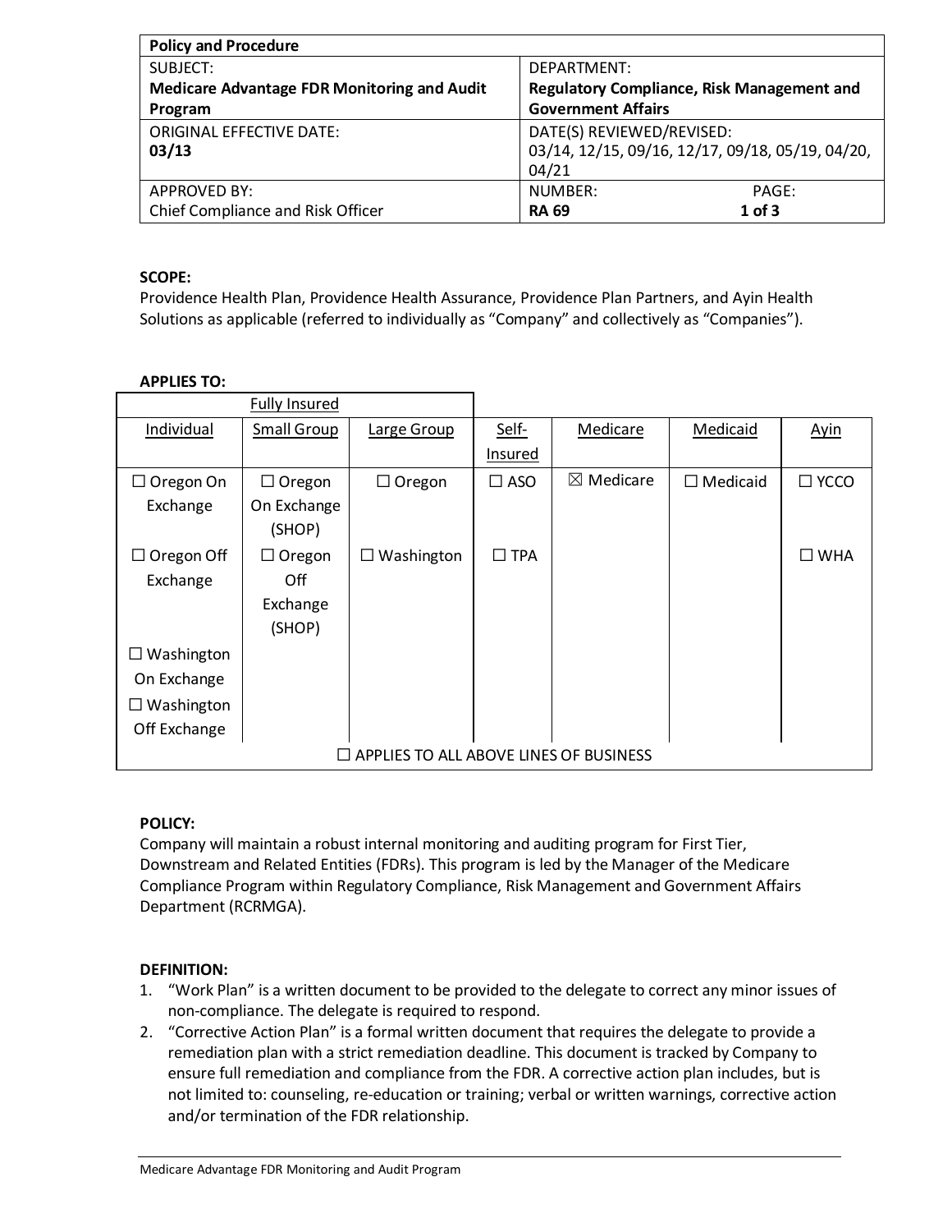| Policy and Procedure | |
|---|---|
| SUBJECT:<br>**Medicare Advantage FDR Monitoring and Audit Program** | DEPARTMENT:<br>**Regulatory Compliance, Risk Management and Government Affairs** |
| ORIGINAL EFFECTIVE DATE:<br>**03/13** | DATE(S) REVIEWED/REVISED:<br>03/14, 12/15, 09/16, 12/17, 09/18, 05/19, 04/20, 04/21 |
| APPROVED BY:<br>Chief Compliance and Risk Officer | NUMBER: **RA 69** PAGE: **1 of 3** |

**SCOPE:**
Providence Health Plan, Providence Health Assurance, Providence Plan Partners, and Ayin Health Solutions as applicable (referred to individually as "Company" and collectively as "Companies").

**APPLIES TO:**

| Fully Insured | | | | | | |
|---|---|---|---|---|---|---|
| Individual | Small Group | Large Group | Self-Insured | Medicare | Medicaid | Ayin |
| ☐ Oregon On Exchange | ☐ Oregon On Exchange (SHOP) | ☐ Oregon | ☐ ASO | ☒ Medicare | ☐ Medicaid | ☐ YCCO |
| ☐ Oregon Off Exchange | ☐ Oregon Off Exchange (SHOP) | ☐ Washington | ☐ TPA | | | ☐ WHA |
| ☐ Washington On Exchange | | | | | | |
| ☐ Washington Off Exchange | | | | | | |
| ☐ APPLIES TO ALL ABOVE LINES OF BUSINESS | | | | | | |

**POLICY:**
Company will maintain a robust internal monitoring and auditing program for First Tier, Downstream and Related Entities (FDRs). This program is led by the Manager of the Medicare Compliance Program within Regulatory Compliance, Risk Management and Government Affairs Department (RCRMGA).

**DEFINITION:**
1. "Work Plan" is a written document to be provided to the delegate to correct any minor issues of non-compliance. The delegate is required to respond.
2. "Corrective Action Plan" is a formal written document that requires the delegate to provide a remediation plan with a strict remediation deadline. This document is tracked by Company to ensure full remediation and compliance from the FDR. A corrective action plan includes, but is not limited to: counseling, re-education or training; verbal or written warnings, corrective action and/or termination of the FDR relationship.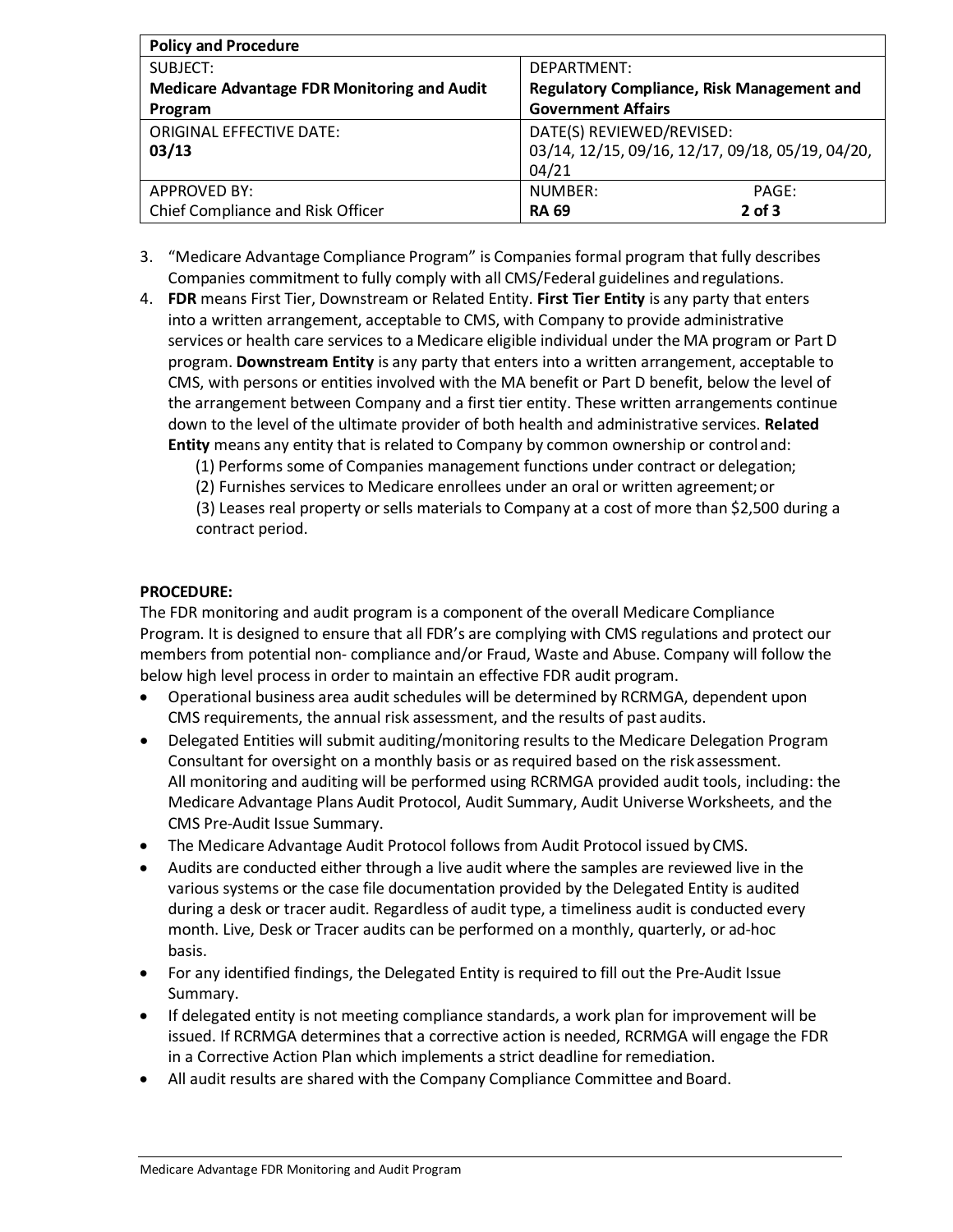3. "Medicare Advantage Compliance Program" is Companies formal program that fully describes Companies commitment to fully comply with all CMS/Federal guidelines and regulations.
4. **FDR** means First Tier, Downstream or Related Entity. **First Tier Entity** is any party that enters into a written arrangement, acceptable to CMS, with Company to provide administrative services or health care services to a Medicare eligible individual under the MA program or Part D program. **Downstream Entity** is any party that enters into a written arrangement, acceptable to CMS, with persons or entities involved with the MA benefit or Part D benefit, below the level of the arrangement between Company and a first tier entity. These written arrangements continue down to the level of the ultimate provider of both health and administrative services. **Related Entity** means any entity that is related to Company by common ownership or control and:
   (1) Performs some of Companies management functions under contract or delegation;
   (2) Furnishes services to Medicare enrollees under an oral or written agreement; or
   (3) Leases real property or sells materials to Company at a cost of more than $2,500 during a contract period.

**PROCEDURE:**

The FDR monitoring and audit program is a component of the overall Medicare Compliance Program. It is designed to ensure that all FDR's are complying with CMS regulations and protect our members from potential non- compliance and/or Fraud, Waste and Abuse. Company will follow the below high level process in order to maintain an effective FDR audit program.

- Operational business area audit schedules will be determined by RCRMGA, dependent upon CMS requirements, the annual risk assessment, and the results of past audits.
- Delegated Entities will submit auditing/monitoring results to the Medicare Delegation Program Consultant for oversight on a monthly basis or as required based on the risk assessment. All monitoring and auditing will be performed using RCRMGA provided audit tools, including: the Medicare Advantage Plans Audit Protocol, Audit Summary, Audit Universe Worksheets, and the CMS Pre-Audit Issue Summary.
- The Medicare Advantage Audit Protocol follows from Audit Protocol issued by CMS.
- Audits are conducted either through a live audit where the samples are reviewed live in the various systems or the case file documentation provided by the Delegated Entity is audited during a desk or tracer audit. Regardless of audit type, a timeliness audit is conducted every month. Live, Desk or Tracer audits can be performed on a monthly, quarterly, or ad-hoc basis.
- For any identified findings, the Delegated Entity is required to fill out the Pre-Audit Issue Summary.
- If delegated entity is not meeting compliance standards, a work plan for improvement will be issued. If RCRMGA determines that a corrective action is needed, RCRMGA will engage the FDR in a Corrective Action Plan which implements a strict deadline for remediation.
- All audit results are shared with the Company Compliance Committee and Board.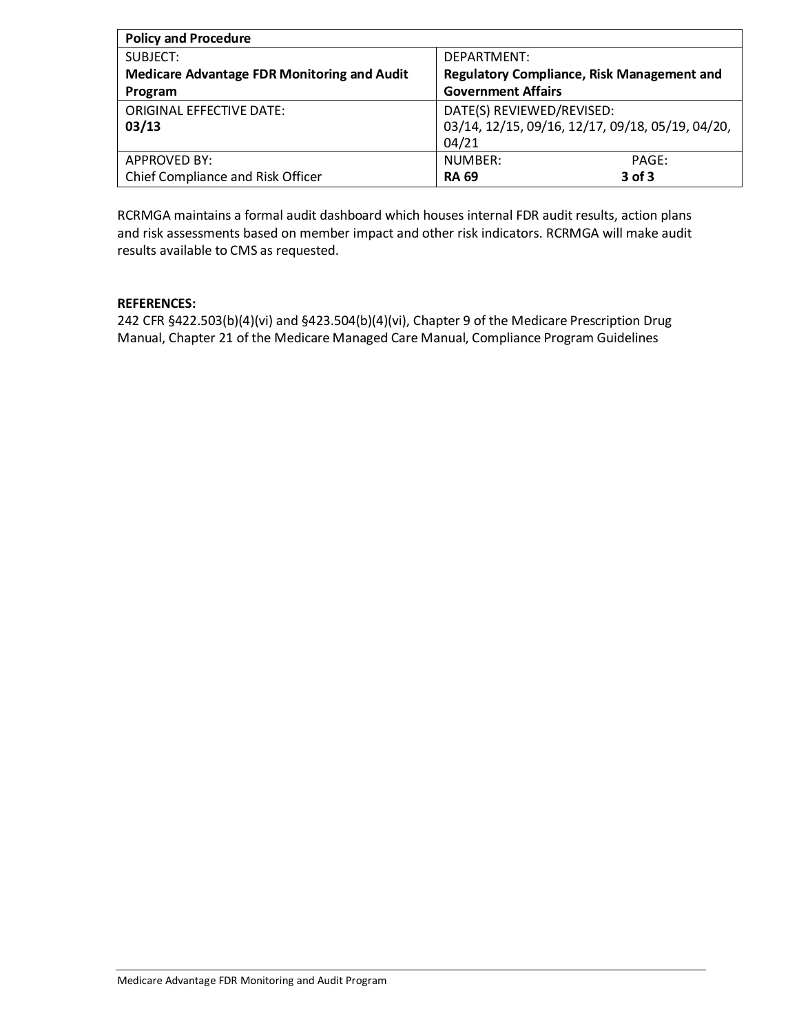RCRMGA maintains a formal audit dashboard which houses internal FDR audit results, action plans and risk assessments based on member impact and other risk indicators. RCRMGA will make audit results available to CMS as requested.

**REFERENCES:**

242 CFR §422.503(b)(4)(vi) and §423.504(b)(4)(vi), Chapter 9 of the Medicare Prescription Drug Manual, Chapter 21 of the Medicare Managed Care Manual, Compliance Program Guidelines